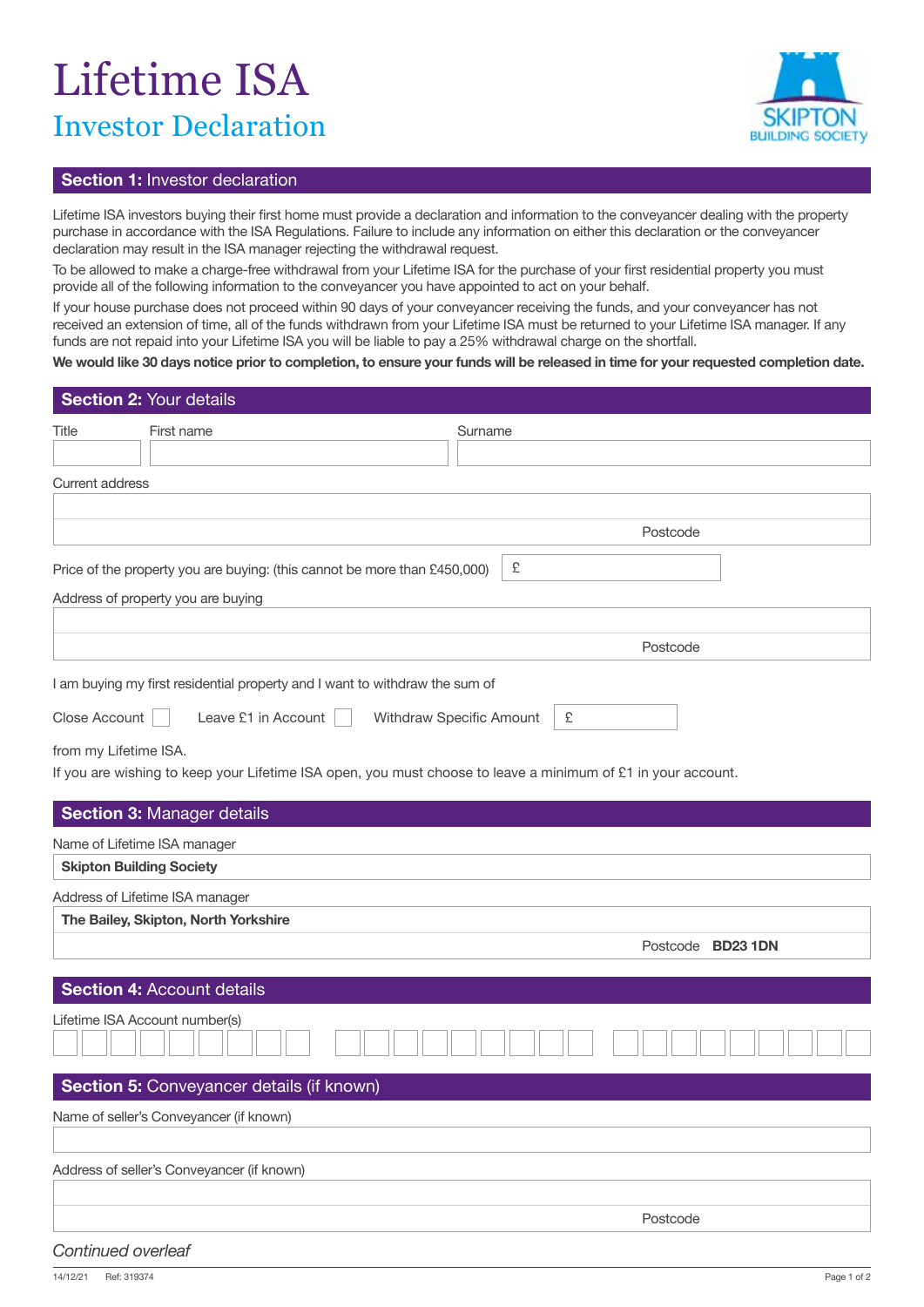# Lifetime ISA

## Investor Declaration

SKIPTON BUILDING SOCIETY

## Section 1: Investor declaration

Lifetime ISA investors buying their first home must provide a declaration and information to the conveyancer dealing with the property purchase in accordance with the ISA Regulations. Failure to include any information on either this declaration or the conveyancer declaration may result in the ISA manager rejecting the withdrawal request.

To be allowed to make a charge-free withdrawal from your Lifetime ISA for the purchase of your first residential property you must provide all of the following information to the conveyancer you have appointed to act on your behalf.

If your house purchase does not proceed within 90 days of your conveyancer receiving the funds, and your conveyancer has not received an extension of time, all of the funds withdrawn from your Lifetime ISA must be returned to your Lifetime ISA manager. If any funds are not repaid into your Lifetime ISA you will be liable to pay a 25% withdrawal charge on the shortfall.

**We would like 30 days notice prior to completion, to ensure your funds will be released in time for your requested completion date.**

## Section 2: Your details

Title

First name

Surname

Current address

Postcode

Price of the property you are buying: (this cannot be more than £450,000) £

Address of property you are buying

Postcode

I am buying my first residential property and I want to withdraw the sum of

Close Account ☐ Leave £1 in Account ☐ Withdraw Specific Amount £

from my Lifetime ISA.

If you are wishing to keep your Lifetime ISA open, you must choose to leave a minimum of £1 in your account.

## Section 3: Manager details

Name of Lifetime ISA manager

**Skipton Building Society**

Address of Lifetime ISA manager

**The Bailey, Skipton, North Yorkshire**

Postcode **BD23 1DN**

## Section 4: Account details

Lifetime ISA Account number(s)

## Section 5: Conveyancer details (if known)

Name of seller's Conveyancer (if known)

Address of seller's Conveyancer (if known)

Postcode

*Continued overleaf*

14/12/21 Ref: 319374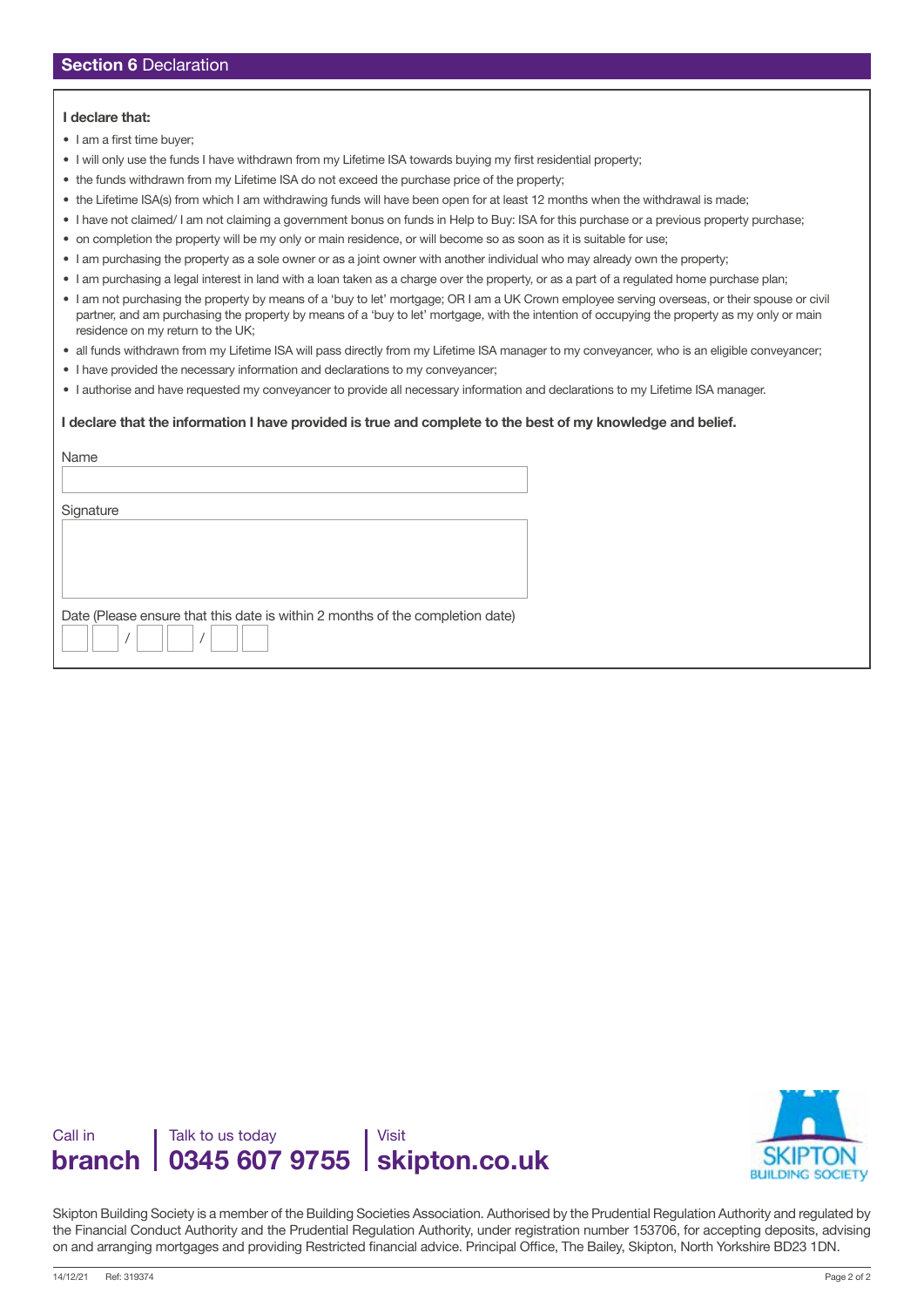## Section 6 Declaration

**I declare that:**

- I am a first time buyer;
- I will only use the funds I have withdrawn from my Lifetime ISA towards buying my first residential property;
- the funds withdrawn from my Lifetime ISA do not exceed the purchase price of the property;
- the Lifetime ISA(s) from which I am withdrawing funds will have been open for at least 12 months when the withdrawal is made;
- I have not claimed/ I am not claiming a government bonus on funds in Help to Buy: ISA for this purchase or a previous property purchase;
- on completion the property will be my only or main residence, or will become so as soon as it is suitable for use;
- I am purchasing the property as a sole owner or as a joint owner with another individual who may already own the property;
- I am purchasing a legal interest in land with a loan taken as a charge over the property, or as a part of a regulated home purchase plan;
- I am not purchasing the property by means of a 'buy to let' mortgage; OR I am a UK Crown employee serving overseas, or their spouse or civil partner, and am purchasing the property by means of a 'buy to let' mortgage, with the intention of occupying the property as my only or main residence on my return to the UK;
- all funds withdrawn from my Lifetime ISA will pass directly from my Lifetime ISA manager to my conveyancer, who is an eligible conveyancer;
- I have provided the necessary information and declarations to my conveyancer;
- I authorise and have requested my conveyancer to provide all necessary information and declarations to my Lifetime ISA manager.

**I declare that the information I have provided is true and complete to the best of my knowledge and belief.**

Name

Signature

Date (Please ensure that this date is within 2 months of the completion date)

__ __ / __ __ / __ __

Call in **branch** | Talk to us today **0345 607 9755** | Visit **skipton.co.uk**

SKIPTON BUILDING SOCIETY

Skipton Building Society is a member of the Building Societies Association. Authorised by the Prudential Regulation Authority and regulated by the Financial Conduct Authority and the Prudential Regulation Authority, under registration number 153706, for accepting deposits, advising on and arranging mortgages and providing Restricted financial advice. Principal Office, The Bailey, Skipton, North Yorkshire BD23 1DN.

14/12/21 Ref: 319374